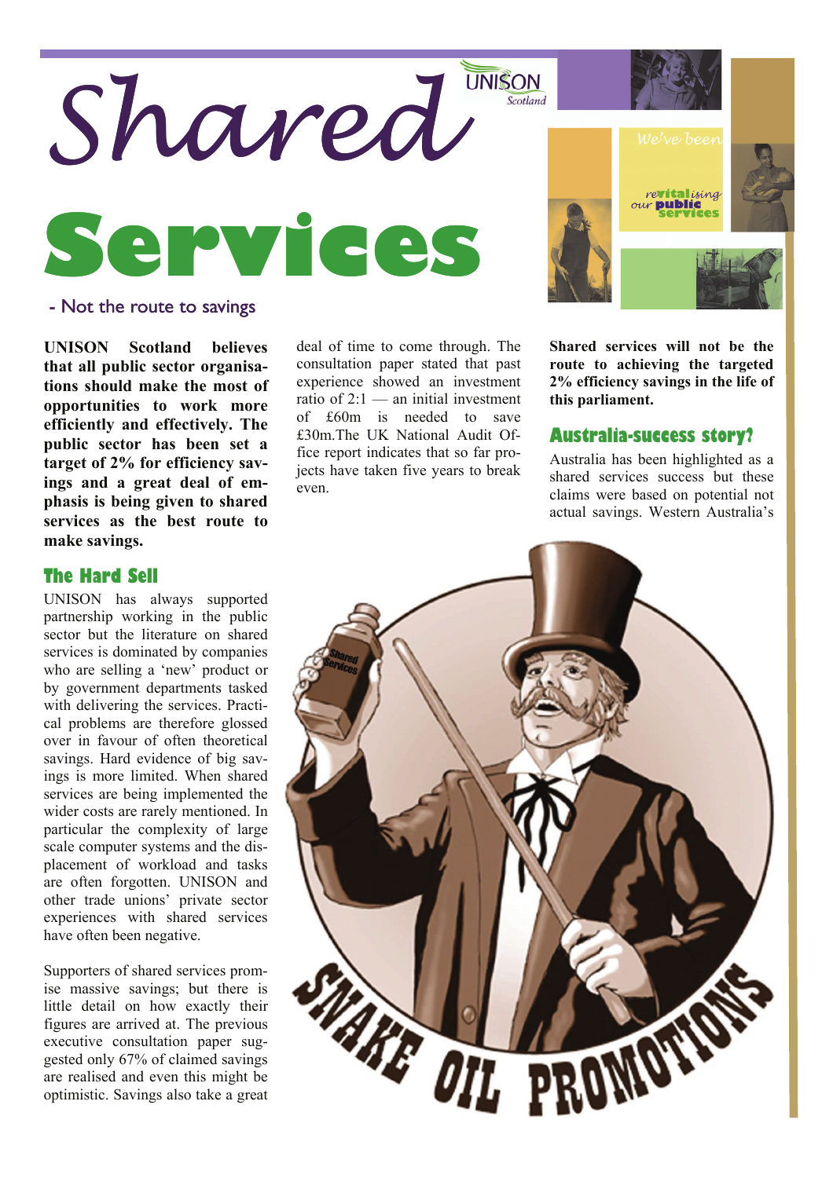# Shared Services

- Not the route to savings

**UNISON Scotland believes that all public sector organisations should make the most of opportunities to work more efficiently and effectively. The public sector has been set a target of 2% for efficiency savings and a great deal of emphasis is being given to shared services as the best route to make savings.**

## The Hard Sell

UNISON has always supported partnership working in the public sector but the literature on shared services is dominated by companies who are selling a 'new' product or by government departments tasked with delivering the services. Practical problems are therefore glossed over in favour of often theoretical savings. Hard evidence of big savings is more limited. When shared services are being implemented the wider costs are rarely mentioned. In particular the complexity of large scale computer systems and the displacement of workload and tasks are often forgotten. UNISON and other trade unions' private sector experiences with shared services have often been negative.

Supporters of shared services promise massive savings; but there is little detail on how exactly their figures are arrived at. The previous executive consultation paper suggested only 67% of claimed savings are realised and even this might be optimistic. Savings also take a great deal of time to come through. The consultation paper stated that past experience showed an investment ratio of 2:1 — an initial investment of £60m is needed to save £30m.The UK National Audit Office report indicates that so far projects have taken five years to break even.

**Shared services will not be the route to achieving the targeted 2% efficiency savings in the life of this parliament.**

## Australia-success story?

Australia has been highlighted as a shared services success but these claims were based on potential not actual savings. Western Australia's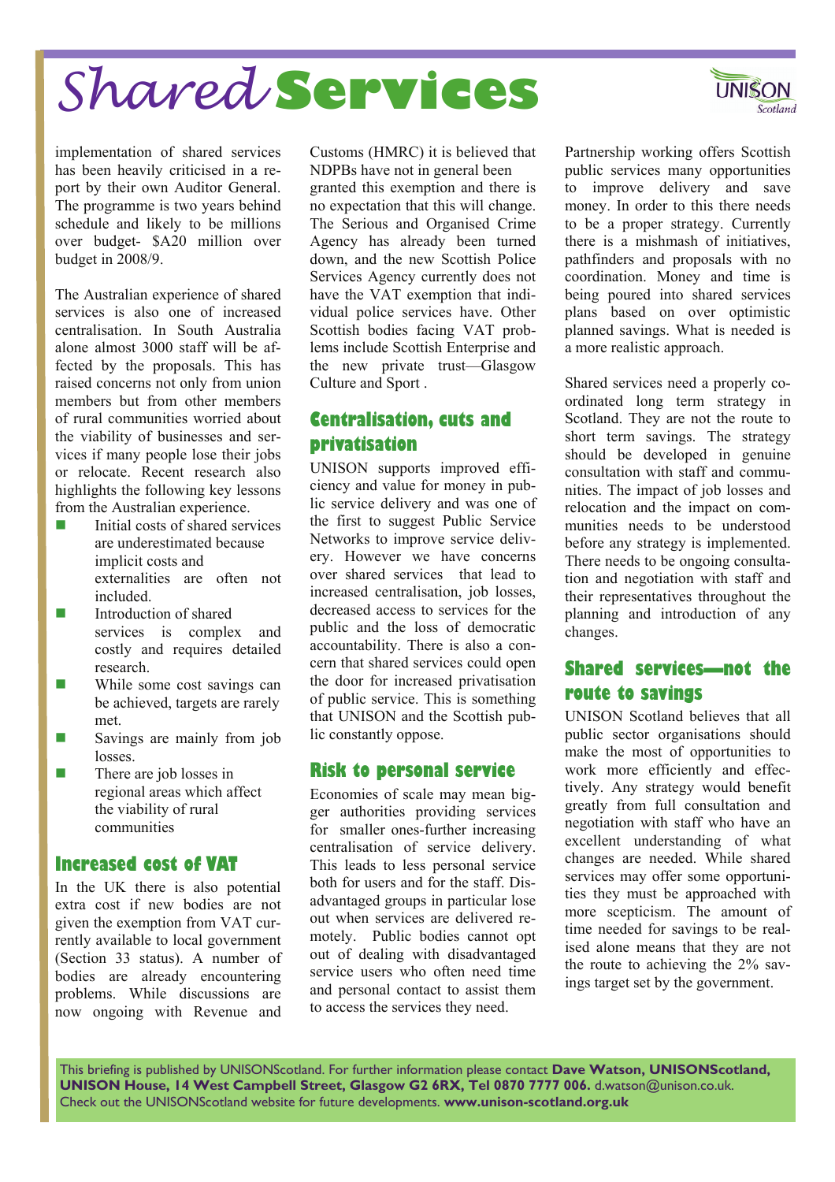# *Shared* Services

implementation of shared services has been heavily criticised in a report by their own Auditor General. The programme is two years behind schedule and likely to be millions over budget- $A20 million over budget in 2008/9.

The Australian experience of shared services is also one of increased centralisation. In South Australia alone almost 3000 staff will be affected by the proposals. This has raised concerns not only from union members but from other members of rural communities worried about the viability of businesses and services if many people lose their jobs or relocate. Recent research also highlights the following key lessons from the Australian experience.

- Initial costs of shared services are underestimated because implicit costs and externalities are often not included.
- Introduction of shared services is complex and costly and requires detailed research.
- While some cost savings can be achieved, targets are rarely met.
- Savings are mainly from job losses.
- There are job losses in regional areas which affect the viability of rural communities

## Increased cost of VAT

In the UK there is also potential extra cost if new bodies are not given the exemption from VAT currently available to local government (Section 33 status). A number of bodies are already encountering problems. While discussions are now ongoing with Revenue and Customs (HMRC) it is believed that NDPBs have not in general been granted this exemption and there is no expectation that this will change. The Serious and Organised Crime Agency has already been turned down, and the new Scottish Police Services Agency currently does not have the VAT exemption that individual police services have. Other Scottish bodies facing VAT problems include Scottish Enterprise and the new private trust—Glasgow Culture and Sport .

## Centralisation, cuts and privatisation

UNISON supports improved efficiency and value for money in public service delivery and was one of the first to suggest Public Service Networks to improve service delivery. However we have concerns over shared services that lead to increased centralisation, job losses, decreased access to services for the public and the loss of democratic accountability. There is also a concern that shared services could open the door for increased privatisation of public service. This is something that UNISON and the Scottish public constantly oppose.

## Risk to personal service

Economies of scale may mean bigger authorities providing services for smaller ones-further increasing centralisation of service delivery. This leads to less personal service both for users and for the staff. Disadvantaged groups in particular lose out when services are delivered remotely. Public bodies cannot opt out of dealing with disadvantaged service users who often need time and personal contact to assist them to access the services they need.

Partnership working offers Scottish public services many opportunities to improve delivery and save money. In order to this there needs to be a proper strategy. Currently there is a mishmash of initiatives, pathfinders and proposals with no coordination. Money and time is being poured into shared services plans based on over optimistic planned savings. What is needed is a more realistic approach.

Shared services need a properly coordinated long term strategy in Scotland. They are not the route to short term savings. The strategy should be developed in genuine consultation with staff and communities. The impact of job losses and relocation and the impact on communities needs to be understood before any strategy is implemented. There needs to be ongoing consultation and negotiation with staff and their representatives throughout the planning and introduction of any changes.

## Shared services—not the route to savings

UNISON Scotland believes that all public sector organisations should make the most of opportunities to work more efficiently and effectively. Any strategy would benefit greatly from full consultation and negotiation with staff who have an excellent understanding of what changes are needed. While shared services may offer some opportunities they must be approached with more scepticism. The amount of time needed for savings to be realised alone means that they are not the route to achieving the 2% savings target set by the government.

This briefing is published by UNISONScotland. For further information please contact **Dave Watson, UNISONScotland, UNISON House, 14 West Campbell Street, Glasgow G2 6RX, Tel 0870 7777 006.** d.watson@unison.co.uk. Check out the UNISONScotland website for future developments. **www.unison-scotland.org.uk**